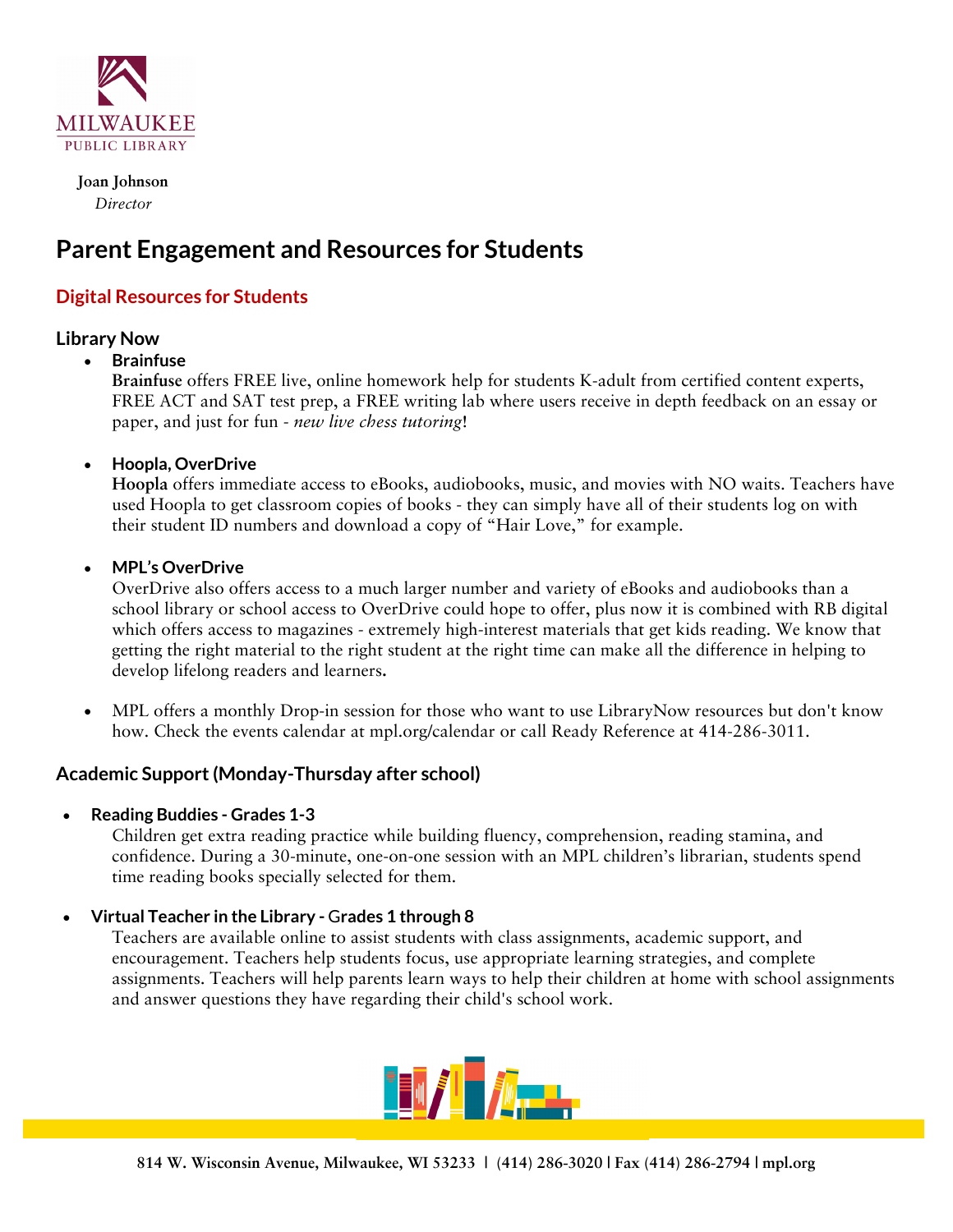MILWAUKEE PUBLIC LIBRARY

**Joan Johnson**
*Director*

# Parent Engagement and Resources for Students

## Digital Resources for Students

### Library Now

- **Brainfuse**
  **Brainfuse** offers FREE live, online homework help for students K-adult from certified content experts, FREE ACT and SAT test prep, a FREE writing lab where users receive in depth feedback on an essay or paper, and just for fun - *new live chess tutoring*!

- **Hoopla, OverDrive**
  **Hoopla** offers immediate access to eBooks, audiobooks, music, and movies with NO waits. Teachers have used Hoopla to get classroom copies of books - they can simply have all of their students log on with their student ID numbers and download a copy of "Hair Love," for example.

- **MPL's OverDrive**
  OverDrive also offers access to a much larger number and variety of eBooks and audiobooks than a school library or school access to OverDrive could hope to offer, plus now it is combined with RB digital which offers access to magazines - extremely high-interest materials that get kids reading. We know that getting the right material to the right student at the right time can make all the difference in helping to develop lifelong readers and learners.

- MPL offers a monthly Drop-in session for those who want to use LibraryNow resources but don't know how. Check the events calendar at mpl.org/calendar or call Ready Reference at 414-286-3011.

### Academic Support (Monday-Thursday after school)

- **Reading Buddies - Grades 1-3**
  Children get extra reading practice while building fluency, comprehension, reading stamina, and confidence. During a 30-minute, one-on-one session with an MPL children's librarian, students spend time reading books specially selected for them.

- **Virtual Teacher in the Library - Grades 1 through 8**
  Teachers are available online to assist students with class assignments, academic support, and encouragement. Teachers help students focus, use appropriate learning strategies, and complete assignments. Teachers will help parents learn ways to help their children at home with school assignments and answer questions they have regarding their child's school work.

814 W. Wisconsin Avenue, Milwaukee, WI 53233 | (414) 286-3020 | Fax (414) 286-2794 | mpl.org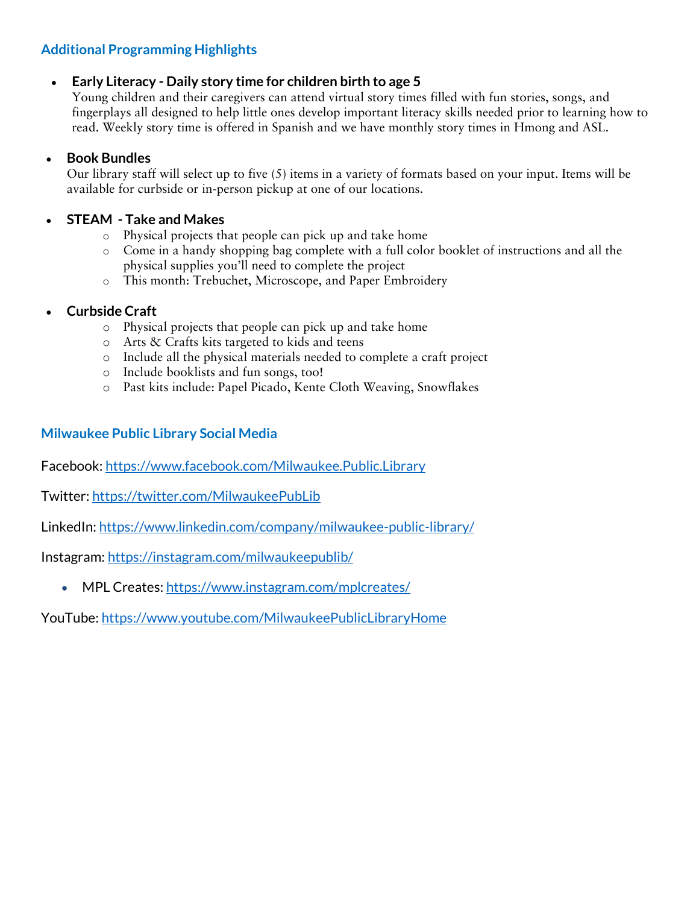## Additional Programming Highlights

- **Early Literacy - Daily story time for children birth to age 5**
  Young children and their caregivers can attend virtual story times filled with fun stories, songs, and fingerplays all designed to help little ones develop important literacy skills needed prior to learning how to read. Weekly story time is offered in Spanish and we have monthly story times in Hmong and ASL.

- **Book Bundles**
  Our library staff will select up to five (5) items in a variety of formats based on your input. Items will be available for curbside or in-person pickup at one of our locations.

- **STEAM - Take and Makes**
  - Physical projects that people can pick up and take home
  - Come in a handy shopping bag complete with a full color booklet of instructions and all the physical supplies you'll need to complete the project
  - This month: Trebuchet, Microscope, and Paper Embroidery

- **Curbside Craft**
  - Physical projects that people can pick up and take home
  - Arts & Crafts kits targeted to kids and teens
  - Include all the physical materials needed to complete a craft project
  - Include booklists and fun songs, too!
  - Past kits include: Papel Picado, Kente Cloth Weaving, Snowflakes

## Milwaukee Public Library Social Media

Facebook: https://www.facebook.com/Milwaukee.Public.Library

Twitter: https://twitter.com/MilwaukeePubLib

LinkedIn: https://www.linkedin.com/company/milwaukee-public-library/

Instagram: https://instagram.com/milwaukeepublib/

- MPL Creates: https://www.instagram.com/mplcreates/

YouTube: https://www.youtube.com/MilwaukeePublicLibraryHome